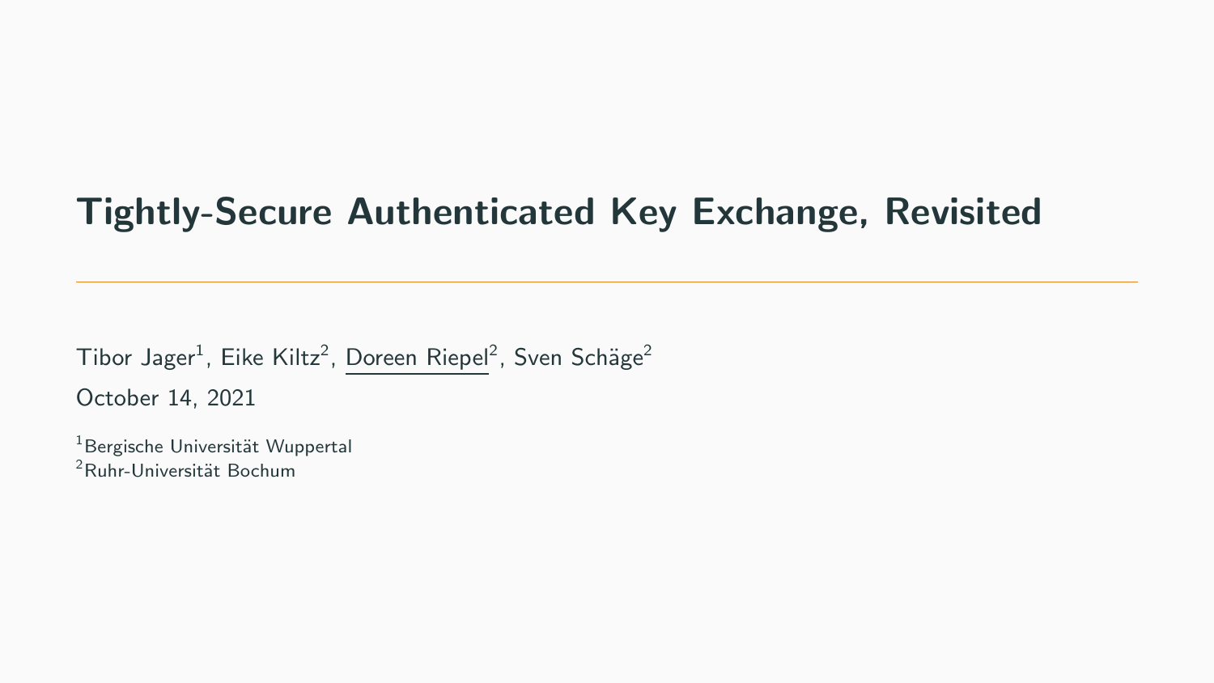# Tightly-Secure Authenticated Key Exchange, Revisited

Tibor Jager[1], Eike Kiltz[2], Doreen Riepel[2], Sven Schäge[2]

October 14, 2021

[1]Bergische Universität Wuppertal
[2]Ruhr-Universität Bochum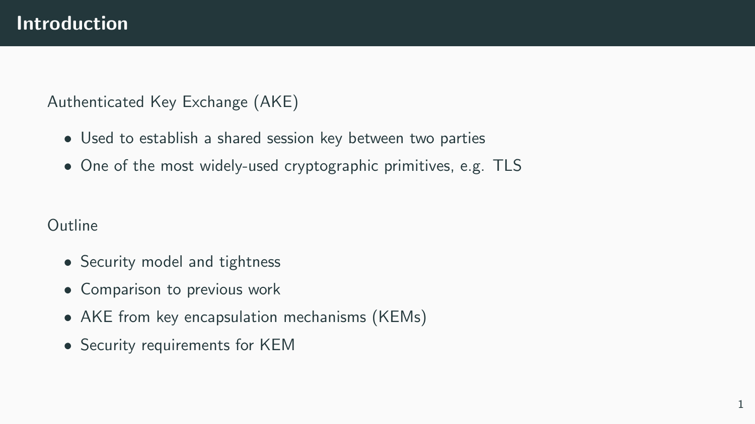# Introduction

Authenticated Key Exchange (AKE)

- Used to establish a shared session key between two parties
- One of the most widely-used cryptographic primitives, e.g. TLS

Outline

- Security model and tightness
- Comparison to previous work
- AKE from key encapsulation mechanisms (KEMs)
- Security requirements for KEM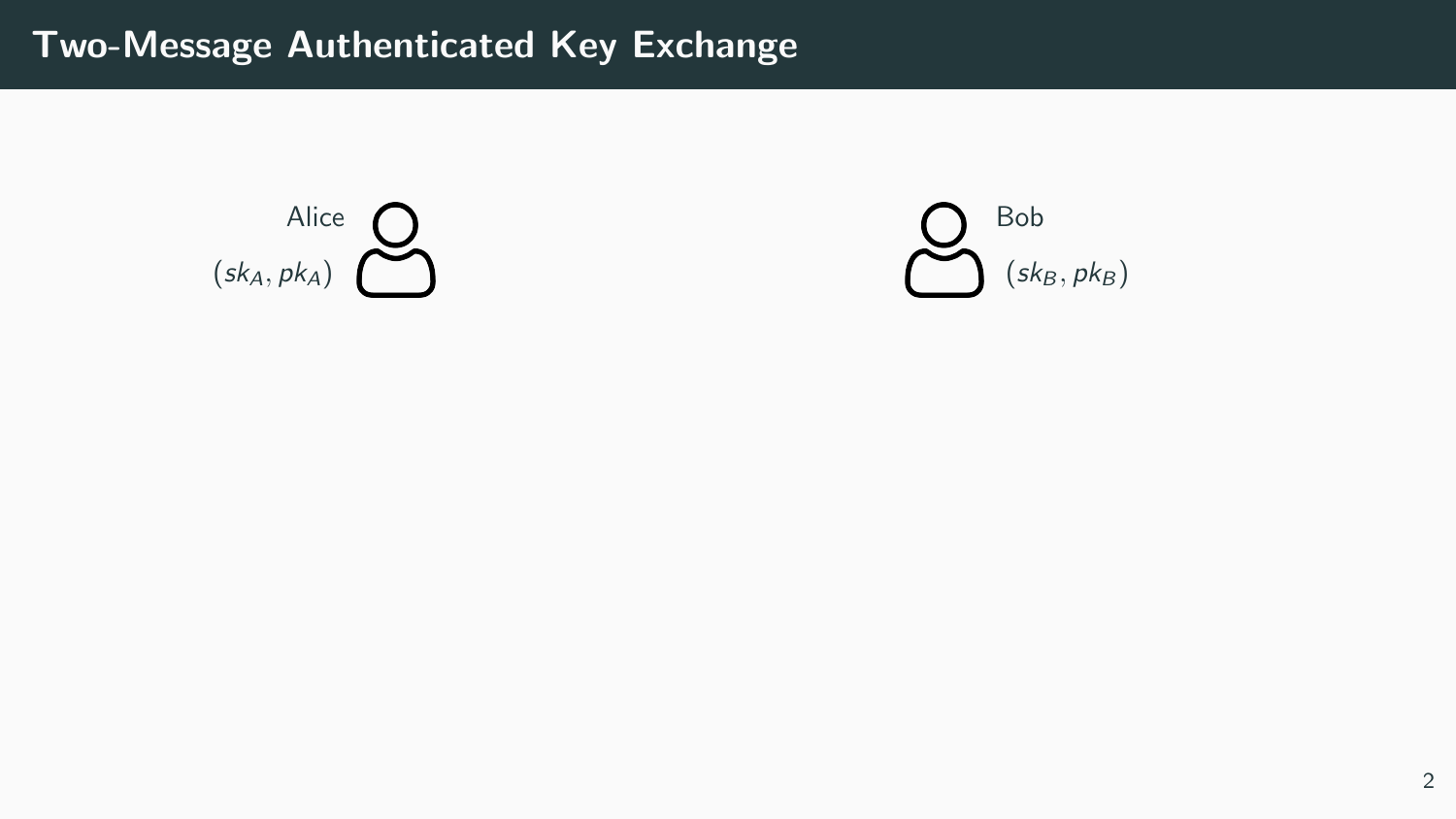# Two-Message Authenticated Key Exchange

Alice $(sk_A, pk_A)$

Bob $(sk_B, pk_B)$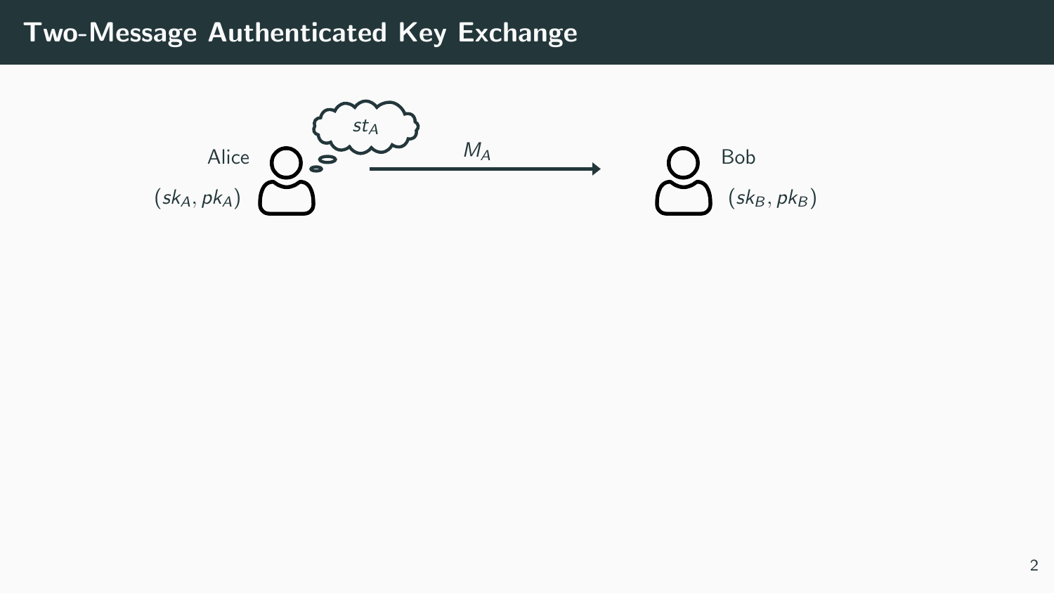# Two-Message Authenticated Key Exchange

Alice $(sk_A, pk_A)$ — $st_A$

$M_A$ →

Bob $(sk_B, pk_B)$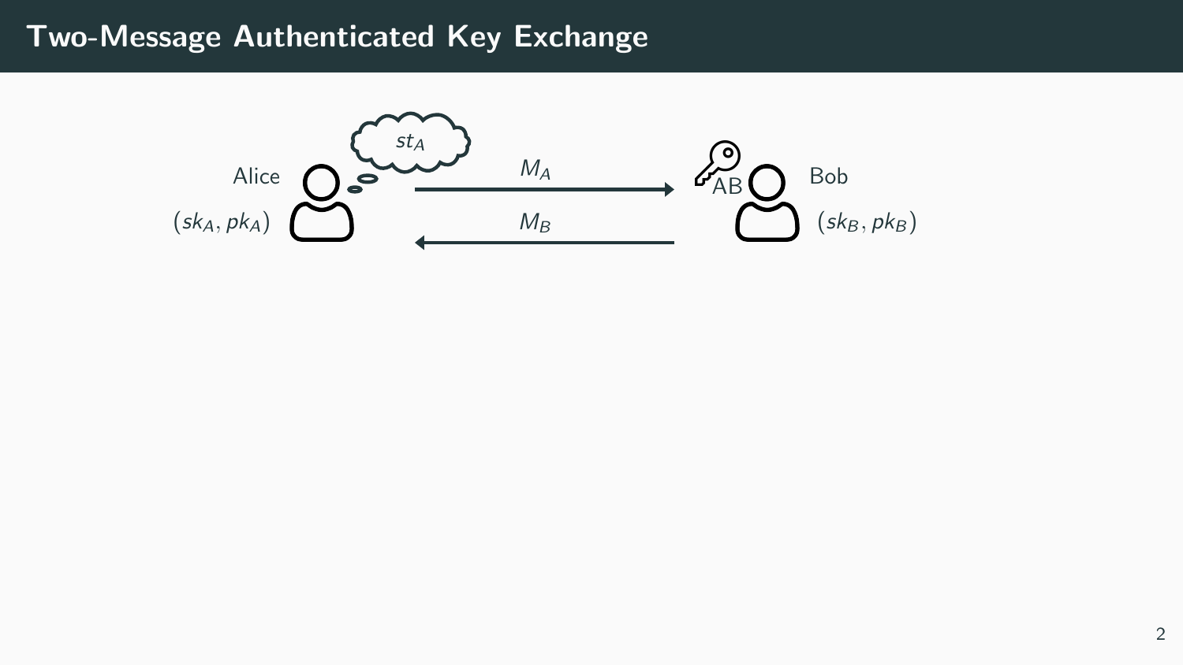# Two-Message Authenticated Key Exchange

Alice $(sk_A, pk_A)$

$st_A$

$M_A$

$M_B$

AB

Bob $(sk_B, pk_B)$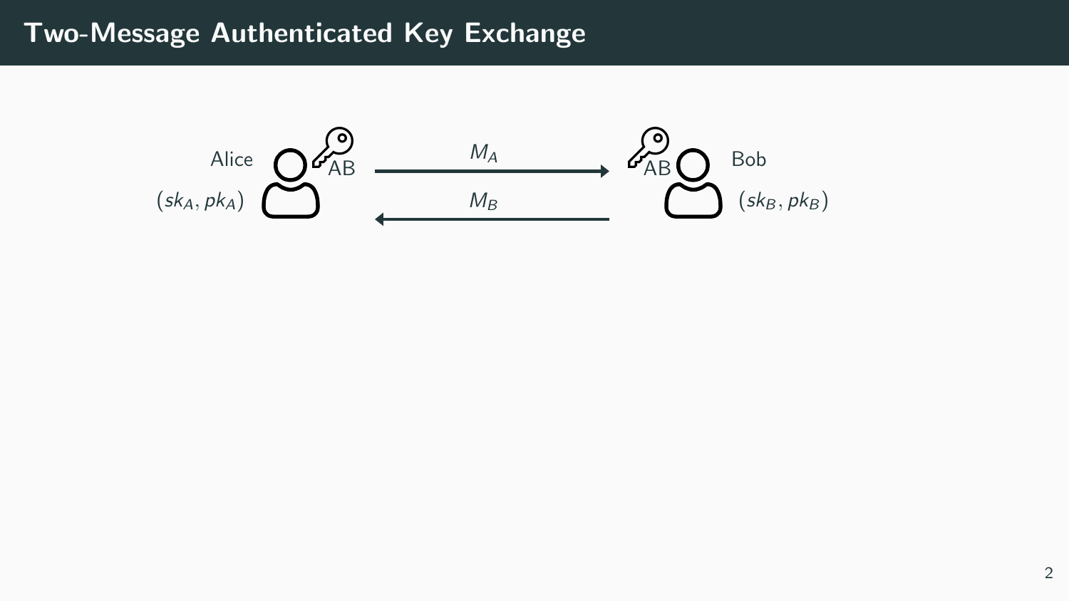# Two-Message Authenticated Key Exchange

Alice $(sk_A, pk_A)$ AB

$M_A$ →

← $M_B$

AB Bob $(sk_B, pk_B)$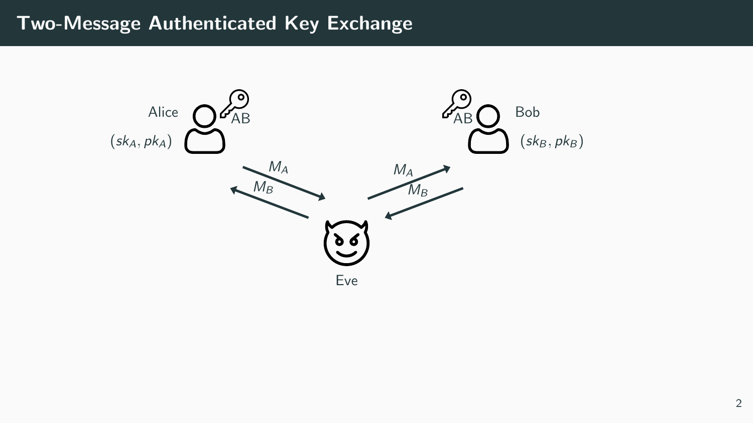# Two-Message Authenticated Key Exchange

Alice

$(sk_A, pk_A)$

AB

Bob

$(sk_B, pk_B)$

AB

$M_A$

$M_B$

$M_A$

$M_B$

Eve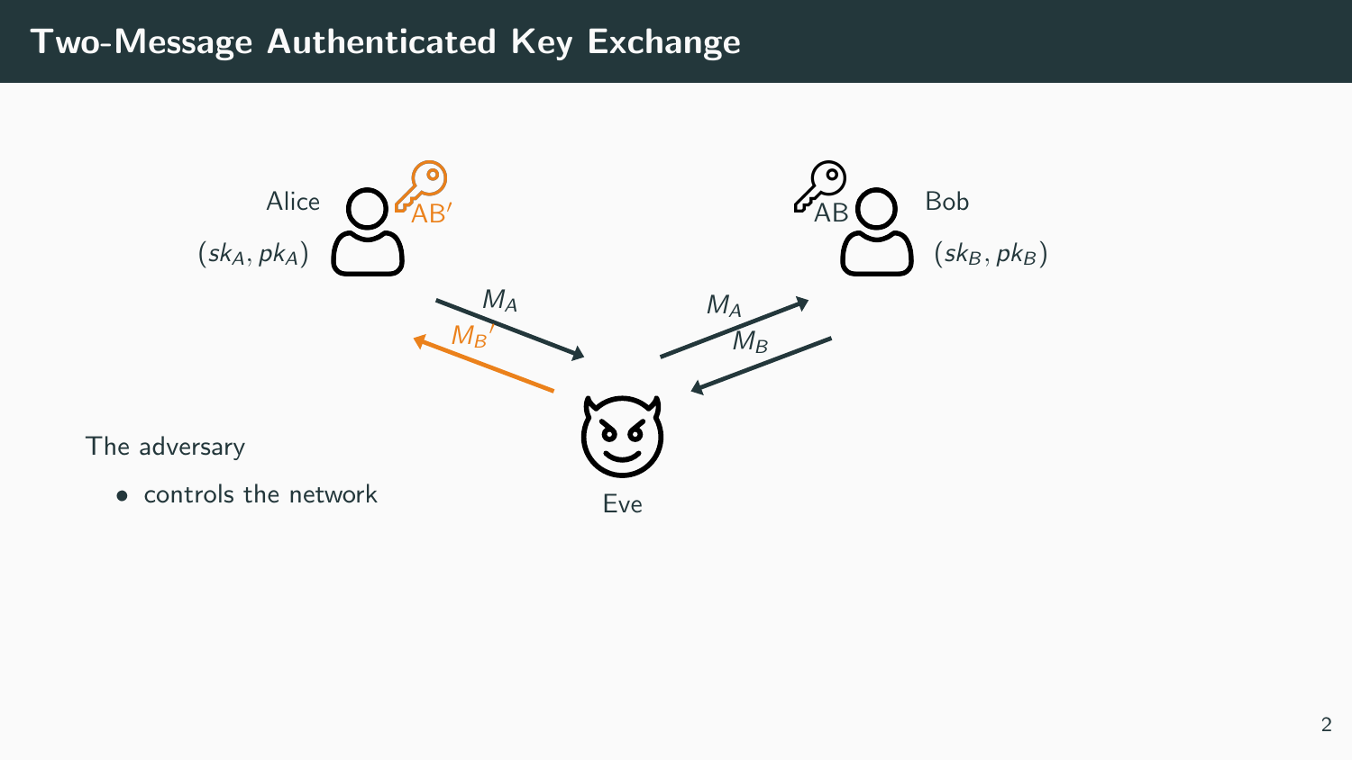# Two-Message Authenticated Key Exchange

Alice $(sk_A, pk_A)$ — $AB'$

Bob $(sk_B, pk_B)$ — $AB$

$M_A$, ${M_B}'$, $M_A$, $M_B$

Eve

The adversary

- controls the network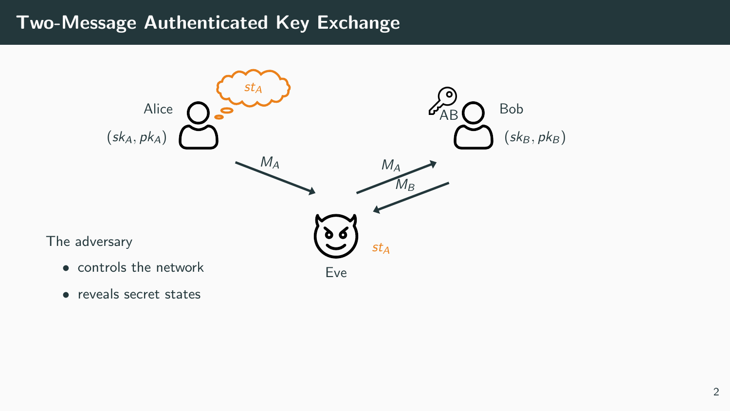# Two-Message Authenticated Key Exchange

Alice $(sk_A, pk_A)$ — $st_A$

Bob $(sk_B, pk_B)$ — AB

$M_A$

$M_A$

$M_B$

Eve — $st_A$

The adversary

- controls the network
- reveals secret states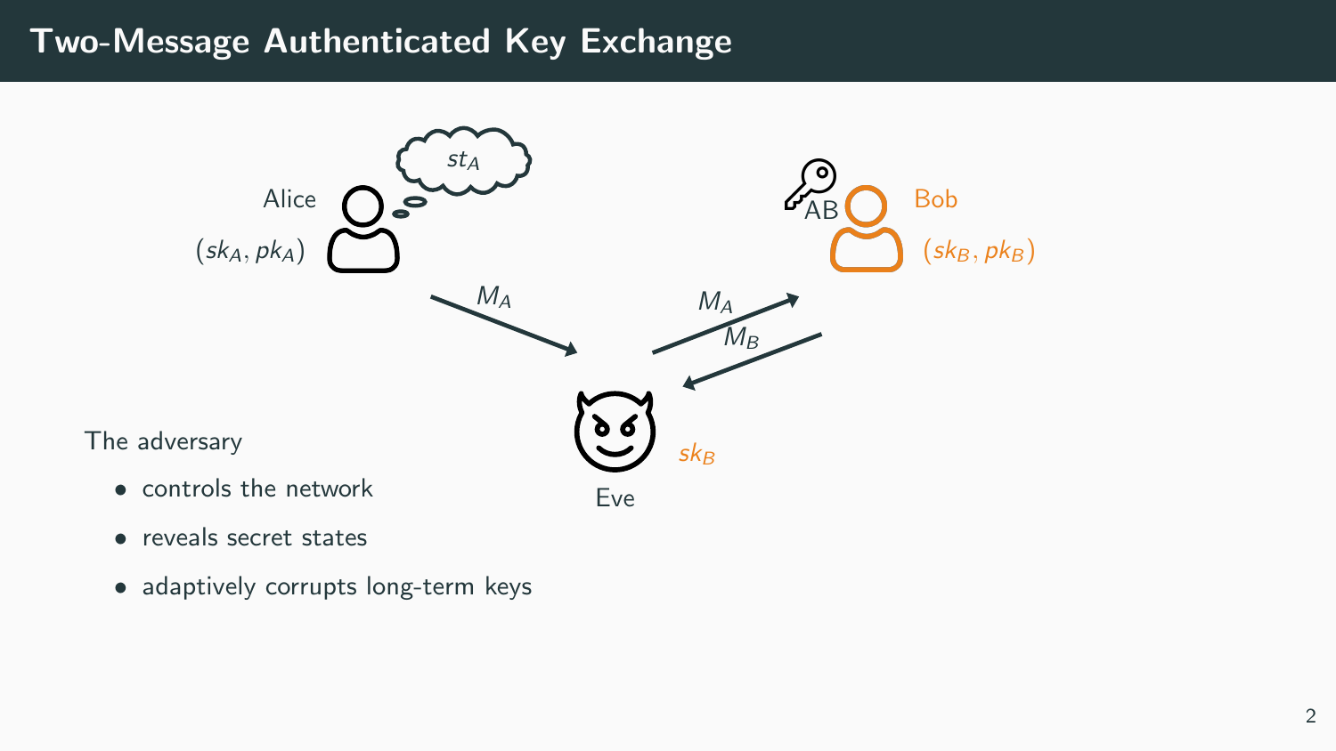# Two-Message Authenticated Key Exchange

Alice $(sk_A, pk_A)$ $st_A$

Bob $(sk_B, pk_B)$ AB

$M_A$ $M_A$ $M_B$

Eve $sk_B$

The adversary

- controls the network
- reveals secret states
- adaptively corrupts long-term keys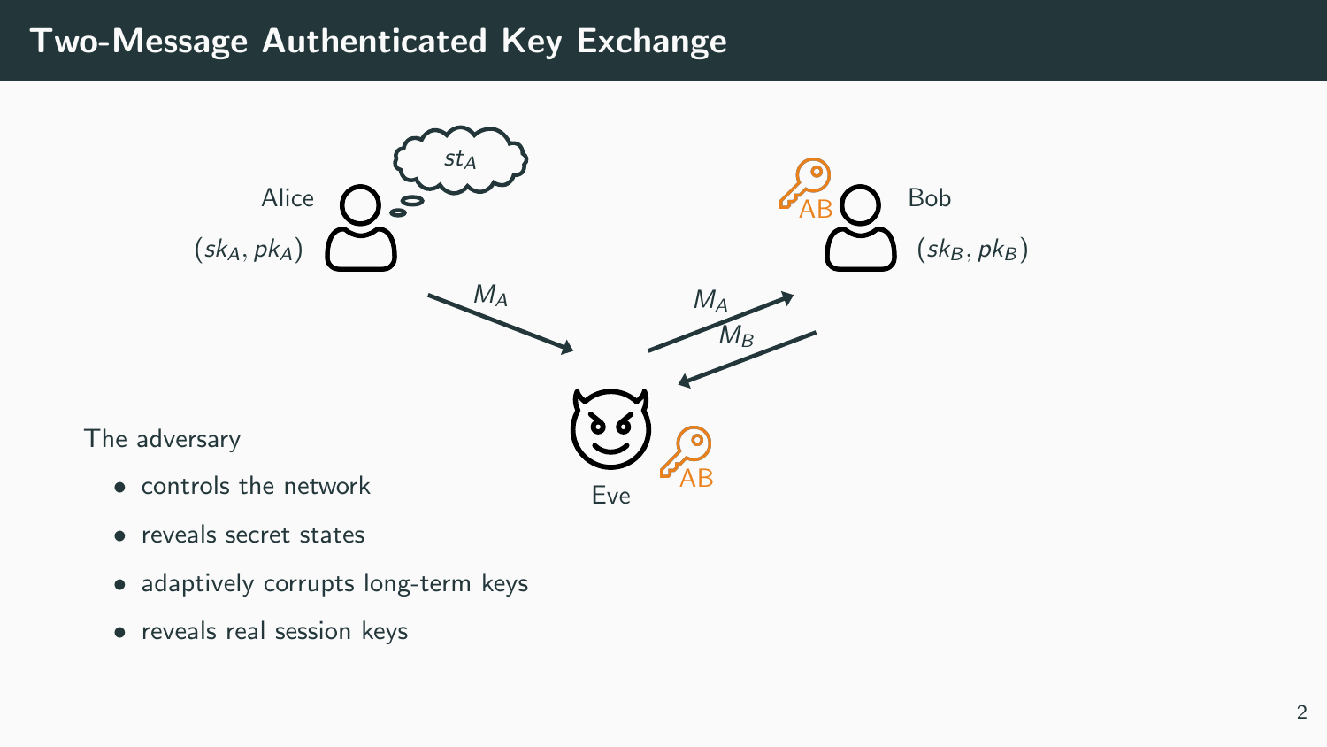# Two-Message Authenticated Key Exchange

Alice $(sk_A, pk_A)$ — $st_A$

Bob $(sk_B, pk_B)$

$M_A$

$M_A$

$M_B$

Eve

AB

AB

The adversary

- controls the network
- reveals secret states
- adaptively corrupts long-term keys
- reveals real session keys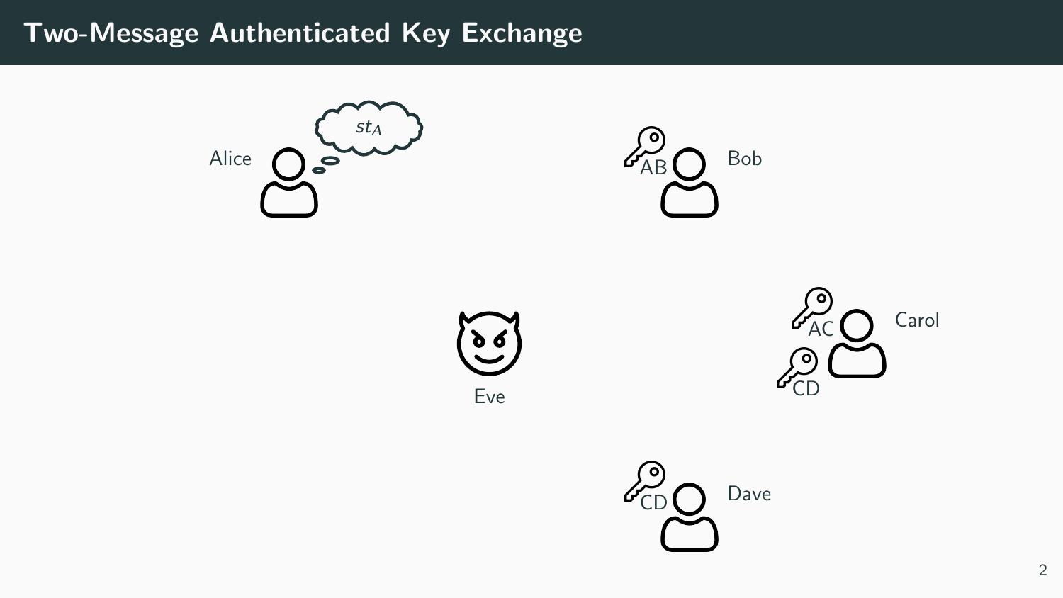# Two-Message Authenticated Key Exchange

Alice

$st_A$

AB

Bob

Eve

AC

CD

Carol

CD

Dave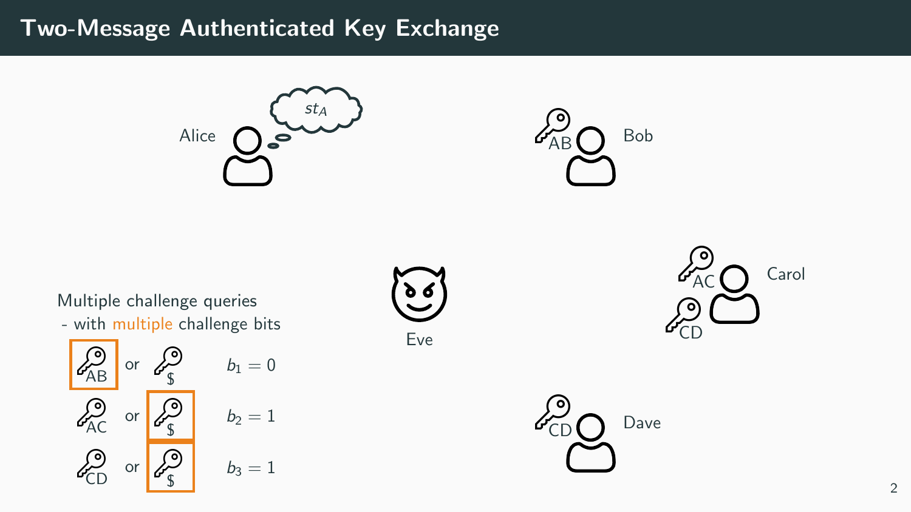# Two-Message Authenticated Key Exchange

Alice $st_A$

AB Bob

AC CD Carol

Eve

CD Dave

Multiple challenge queries
- with multiple challenge bits

AB or \$ $\quad b_1 = 0$

AC or \$ $\quad b_2 = 1$

CD or \$ $\quad b_3 = 1$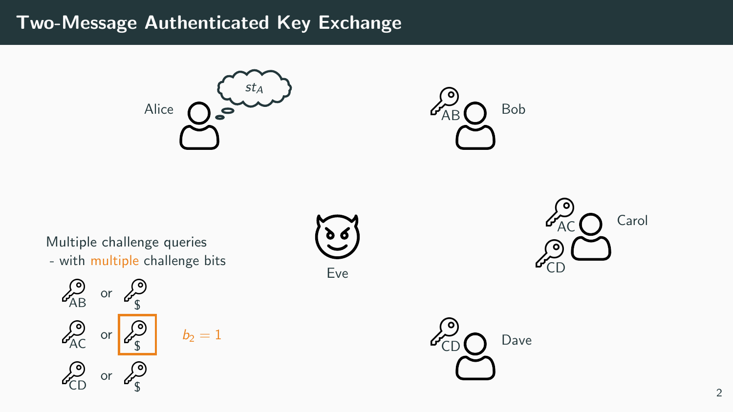# Two-Message Authenticated Key Exchange

Alice $st_A$

AB Bob

AC CD Carol

Eve

CD Dave

Multiple challenge queries
- with multiple challenge bits

AB or $

AC or $ $b_2 = 1$

CD or $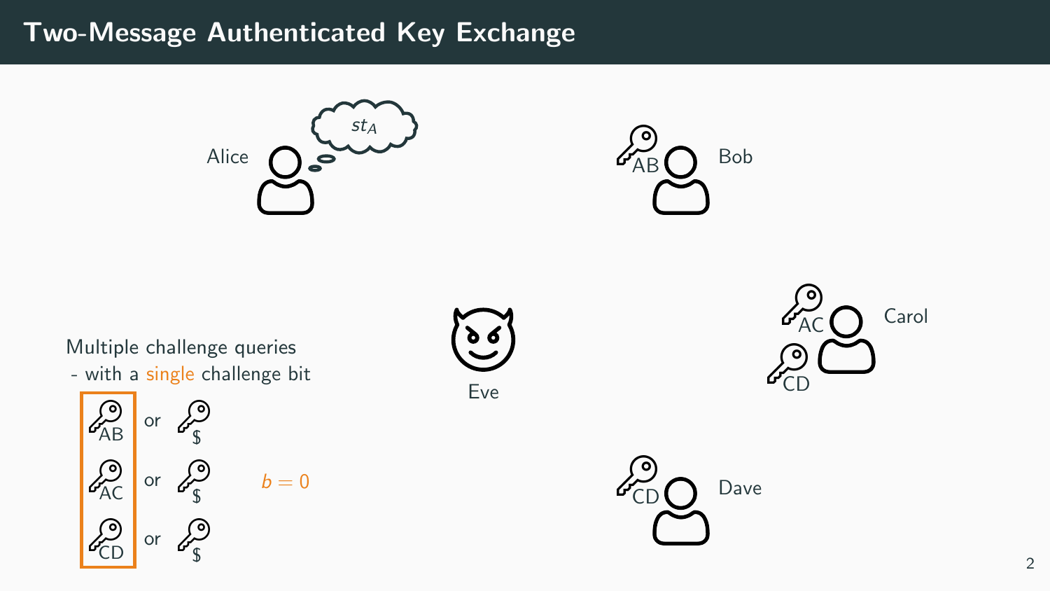# Two-Message Authenticated Key Exchange

Alice $st_A$

Bob AB

Carol AC CD

Eve

Dave CD

Multiple challenge queries
- with a single challenge bit

AB or $

AC or $

CD or $

$b = 0$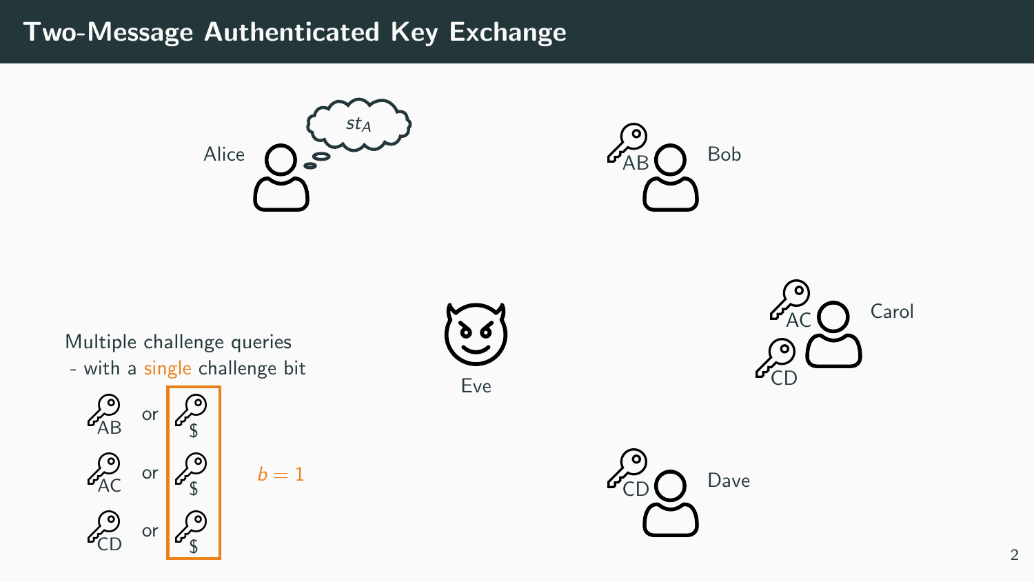# Two-Message Authenticated Key Exchange

Alice $st_A$

Bob AB

Carol AC CD

Dave CD

Eve

Multiple challenge queries
- with a single challenge bit

AB or $

AC or $

CD or $

$b = 1$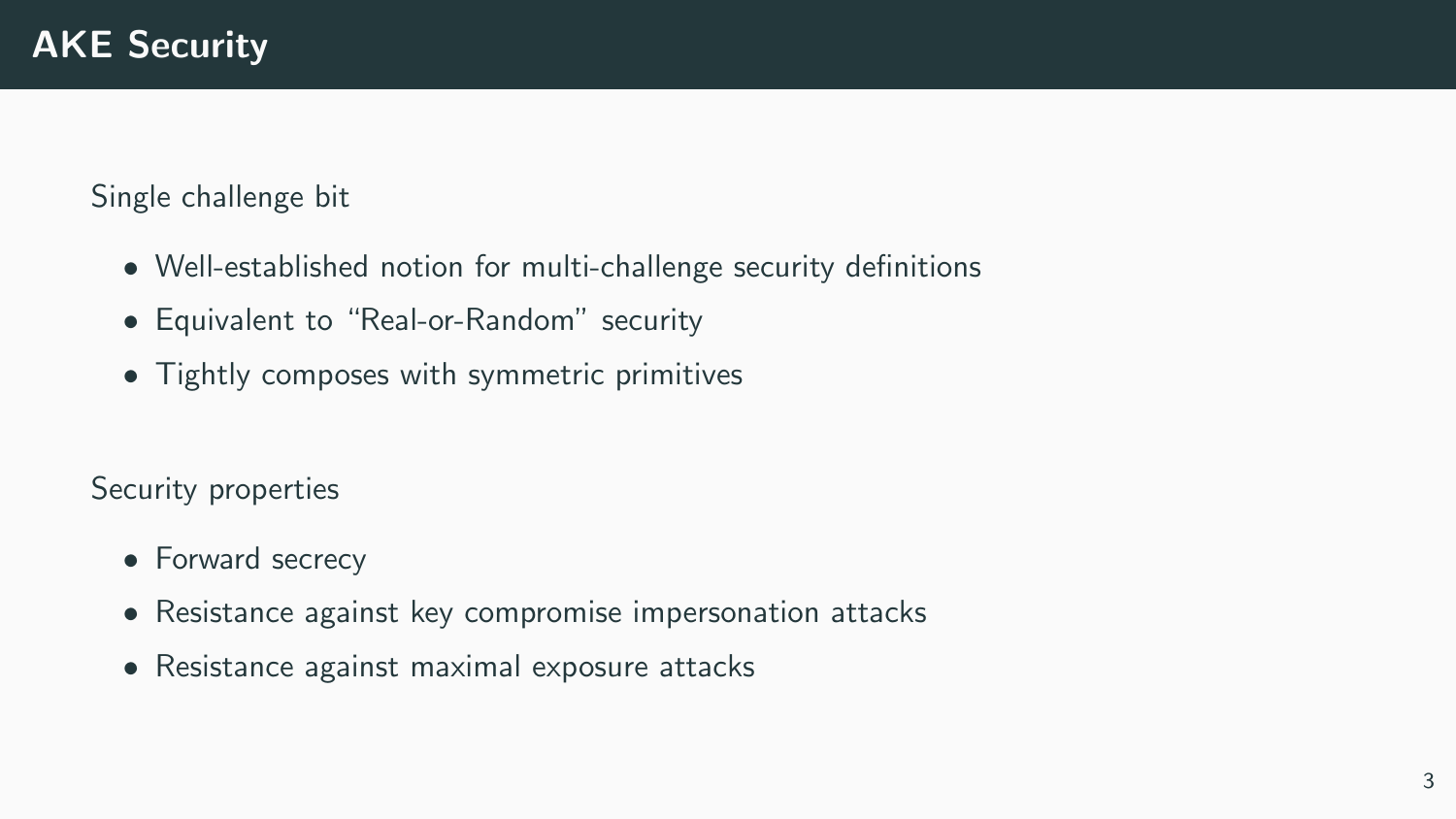# AKE Security

Single challenge bit

- Well-established notion for multi-challenge security definitions
- Equivalent to "Real-or-Random" security
- Tightly composes with symmetric primitives

Security properties

- Forward secrecy
- Resistance against key compromise impersonation attacks
- Resistance against maximal exposure attacks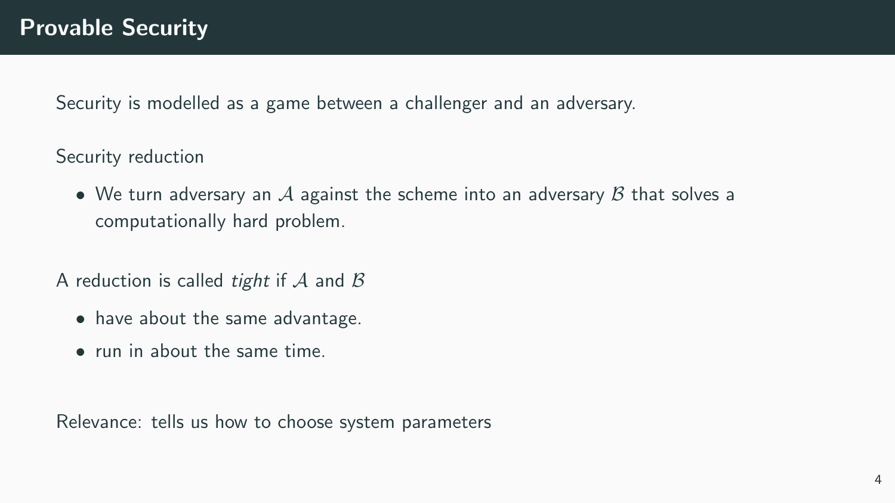# Provable Security

Security is modelled as a game between a challenger and an adversary.

Security reduction

- We turn adversary an $\mathcal{A}$ against the scheme into an adversary $\mathcal{B}$ that solves a computationally hard problem.

A reduction is called *tight* if $\mathcal{A}$ and $\mathcal{B}$

- have about the same advantage.
- run in about the same time.

Relevance: tells us how to choose system parameters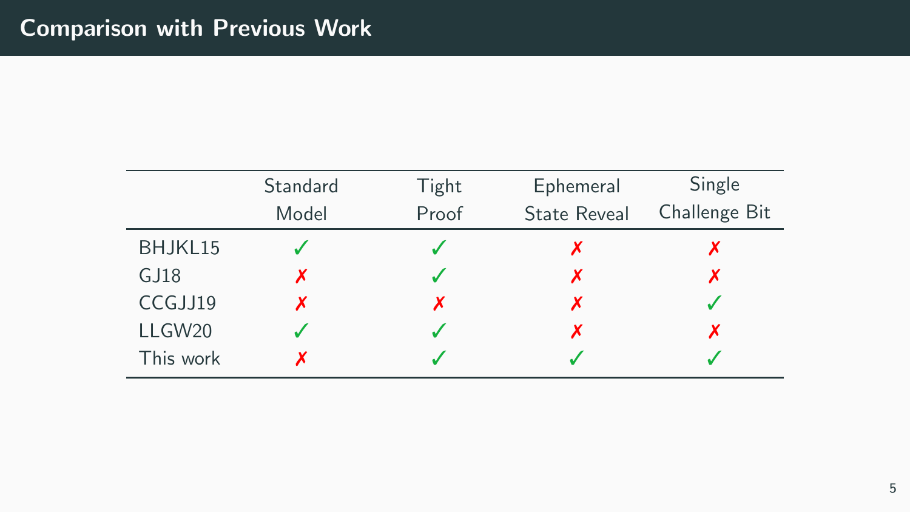# Comparison with Previous Work

| | Standard Model | Tight Proof | Ephemeral State Reveal | Single Challenge Bit |
|---|---|---|---|---|
| BHJKL15 | ✓ | ✓ | ✗ | ✗ |
| GJ18 | ✗ | ✓ | ✗ | ✗ |
| CCGJJ19 | ✗ | ✗ | ✗ | ✓ |
| LLGW20 | ✓ | ✓ | ✗ | ✗ |
| This work | ✗ | ✓ | ✓ | ✓ |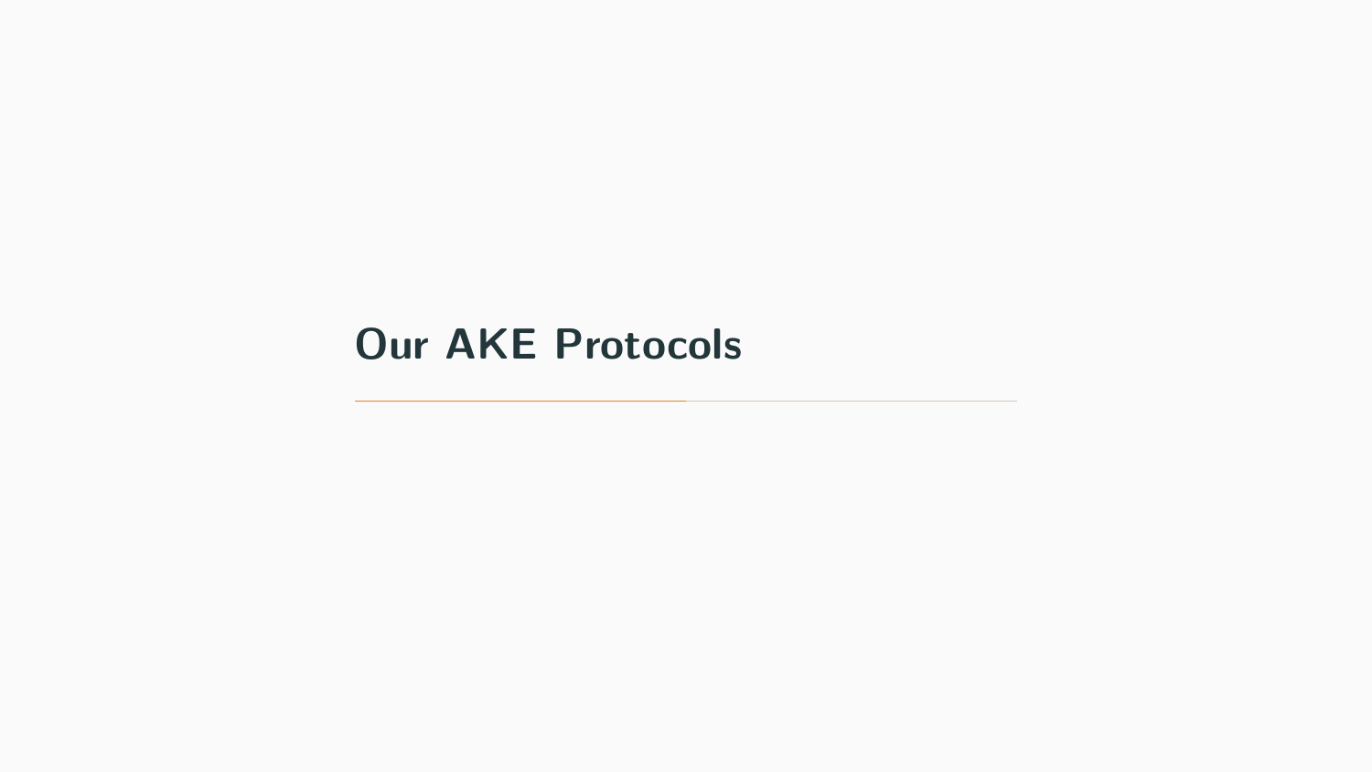# Our AKE Protocols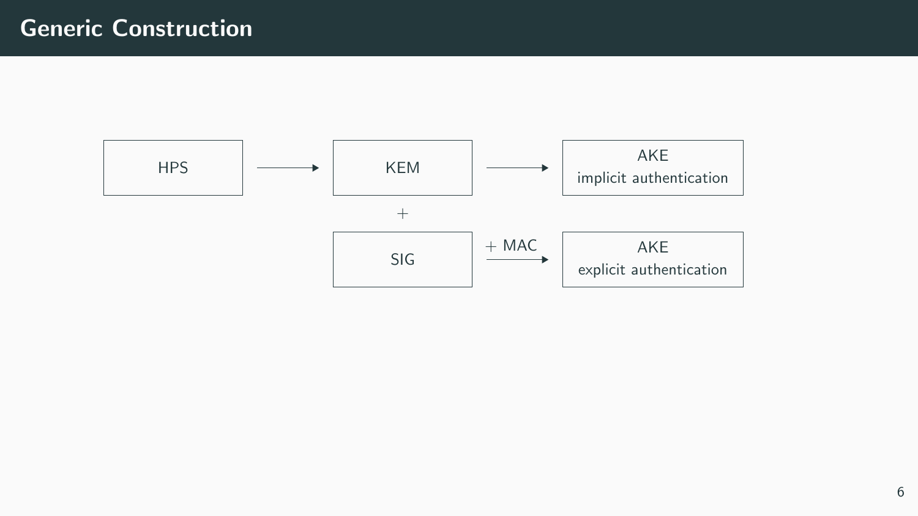# Generic Construction

HPS → KEM → AKE implicit authentication

KEM + SIG + MAC → AKE explicit authentication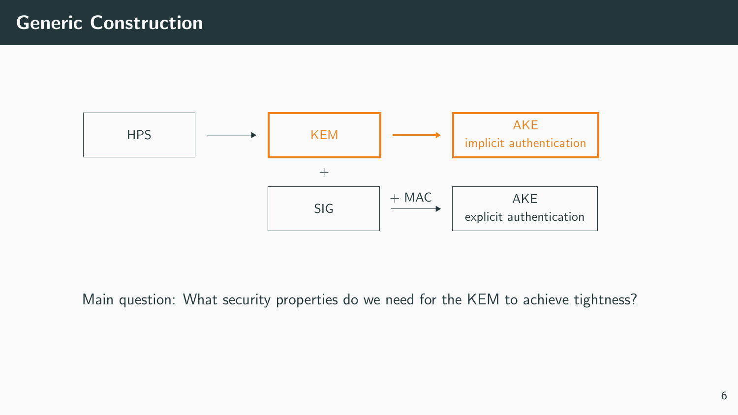# Generic Construction

HPS → KEM → AKE (implicit authentication)

KEM + SIG + MAC → AKE (explicit authentication)

Main question: What security properties do we need for the KEM to achieve tightness?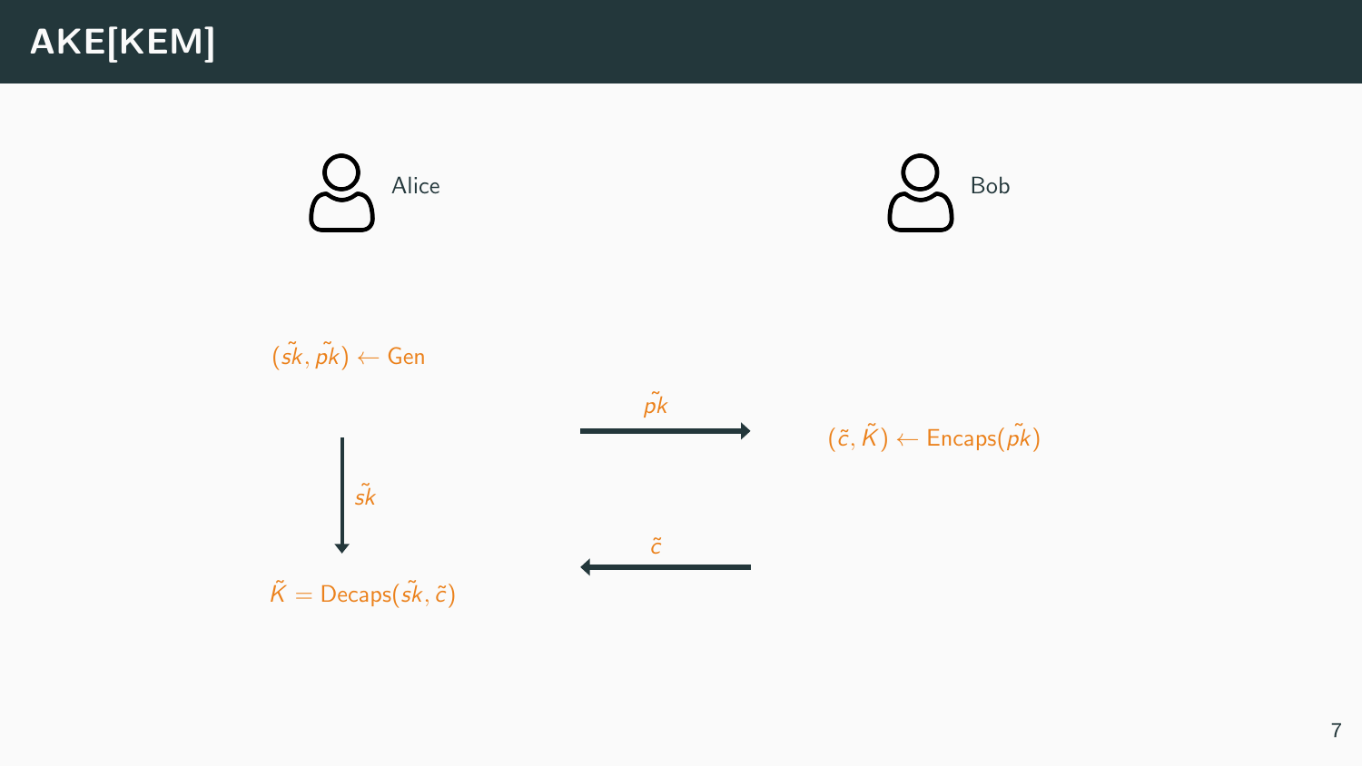# AKE[KEM]

Alice

Bob

$(\tilde{sk}, \tilde{pk}) \leftarrow \text{Gen}$

$\tilde{pk}$

$(\tilde{c}, \tilde{K}) \leftarrow \text{Encaps}(\tilde{pk})$

$\tilde{sk}$

$\tilde{c}$

$\tilde{K} = \text{Decaps}(\tilde{sk}, \tilde{c})$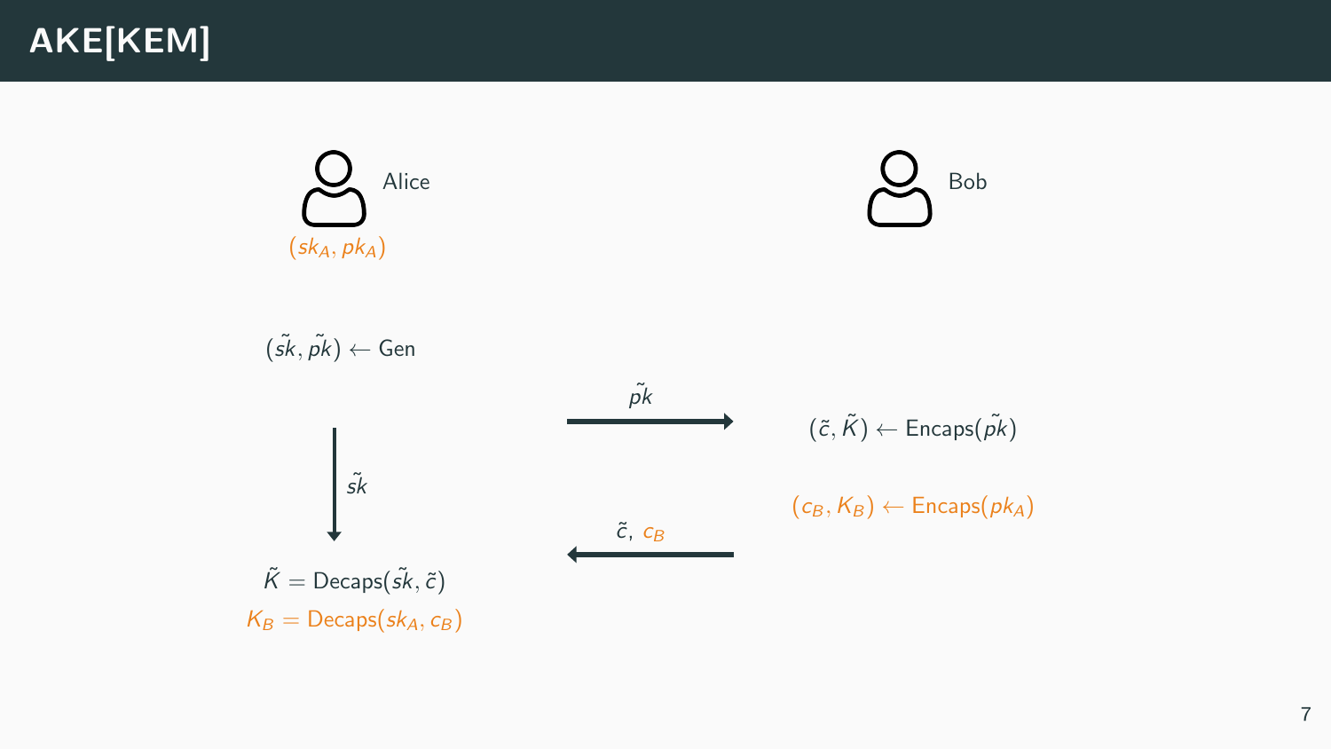# AKE[KEM]

**Alice** $(sk_A, pk_A)$

**Bob**

$(\tilde{sk}, \tilde{pk}) \leftarrow \text{Gen}$

Alice → Bob: $\tilde{pk}$

$(\tilde{c}, \tilde{K}) \leftarrow \text{Encaps}(\tilde{pk})$

$(c_B, K_B) \leftarrow \text{Encaps}(pk_A)$

Alice keeps: $\tilde{sk}$

Bob → Alice: $\tilde{c},\ c_B$

$\tilde{K} = \text{Decaps}(\tilde{sk}, \tilde{c})$

$K_B = \text{Decaps}(sk_A, c_B)$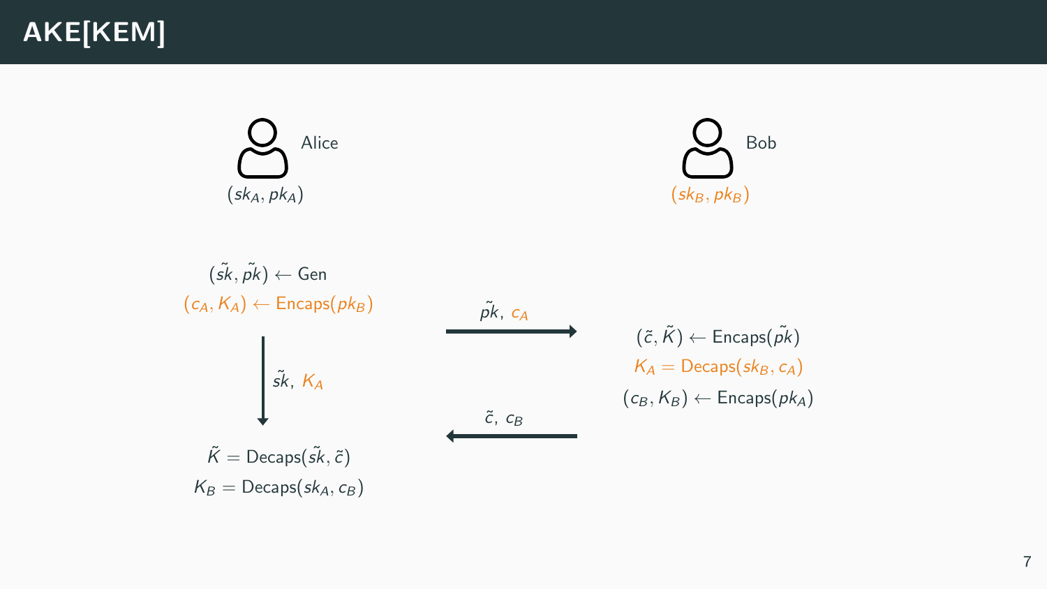# AKE[KEM]

**Alice** $(sk_A, pk_A)$

**Bob** $(sk_B, pk_B)$

**Alice:**

$(\tilde{sk}, \tilde{pk}) \leftarrow \text{Gen}$

$(c_A, K_A) \leftarrow \text{Encaps}(pk_B)$

Alice → Bob: $\tilde{pk},\ c_A$

**Bob:**

$(\tilde{c}, \tilde{K}) \leftarrow \text{Encaps}(\tilde{pk})$

$K_A = \text{Decaps}(sk_B, c_A)$

$(c_B, K_B) \leftarrow \text{Encaps}(pk_A)$

Bob → Alice: $\tilde{c},\ c_B$

**Alice** (keeps $\tilde{sk},\ K_A$):

$\tilde{K} = \text{Decaps}(\tilde{sk}, \tilde{c})$

$K_B = \text{Decaps}(sk_A, c_B)$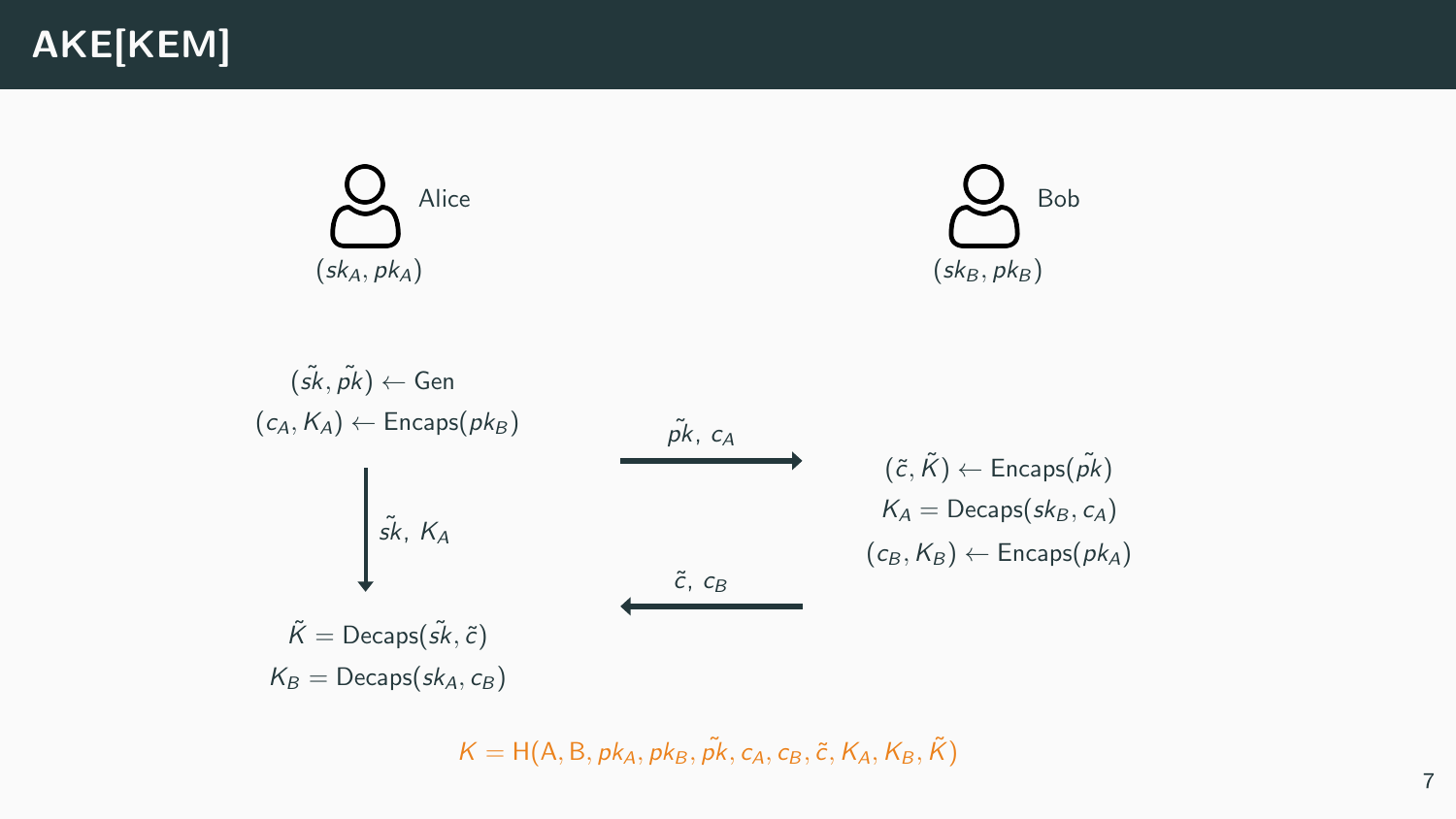# AKE[KEM]

**Alice** $(sk_A, pk_A)$

**Bob** $(sk_B, pk_B)$

Alice:

$$(\tilde{sk}, \tilde{pk}) \leftarrow \text{Gen}$$

$$(c_A, K_A) \leftarrow \text{Encaps}(pk_B)$$

Alice → Bob: $\tilde{pk},\ c_A$

Alice keeps: $\tilde{sk},\ K_A$

Bob:

$$(\tilde{c}, \tilde{K}) \leftarrow \text{Encaps}(\tilde{pk})$$

$$K_A = \text{Decaps}(sk_B, c_A)$$

$$(c_B, K_B) \leftarrow \text{Encaps}(pk_A)$$

Bob → Alice: $\tilde{c},\ c_B$

Alice:

$$\tilde{K} = \text{Decaps}(\tilde{sk}, \tilde{c})$$

$$K_B = \text{Decaps}(sk_A, c_B)$$

$$K = \text{H}(\text{A}, \text{B}, pk_A, pk_B, \tilde{pk}, c_A, c_B, \tilde{c}, K_A, K_B, \tilde{K})$$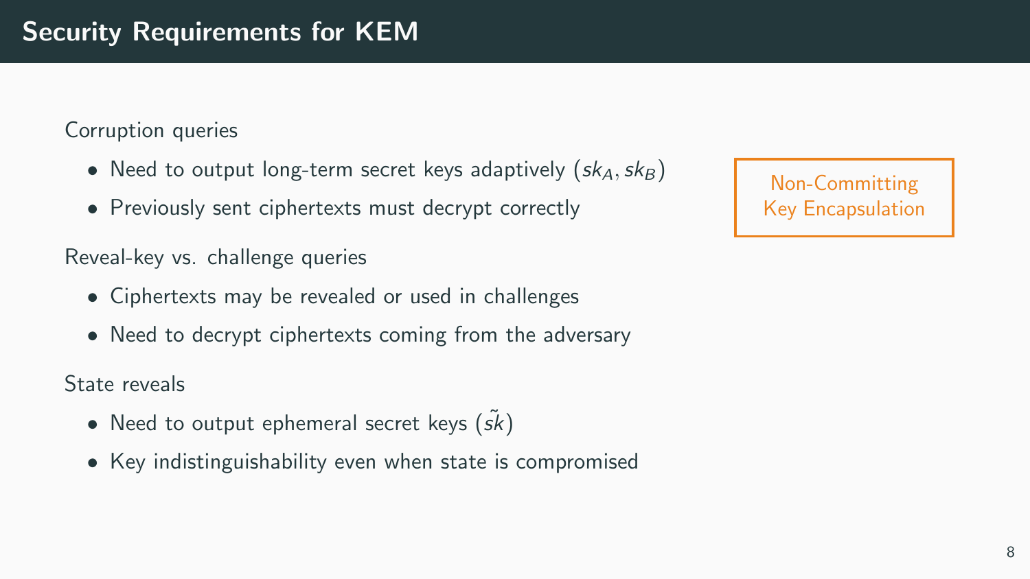# Security Requirements for KEM

Corruption queries

- Need to output long-term secret keys adaptively $(sk_A, sk_B)$
- Previously sent ciphertexts must decrypt correctly

Reveal-key vs. challenge queries

- Ciphertexts may be revealed or used in challenges
- Need to decrypt ciphertexts coming from the adversary

State reveals

- Need to output ephemeral secret keys $(\tilde{sk})$
- Key indistinguishability even when state is compromised

Non-Committing Key Encapsulation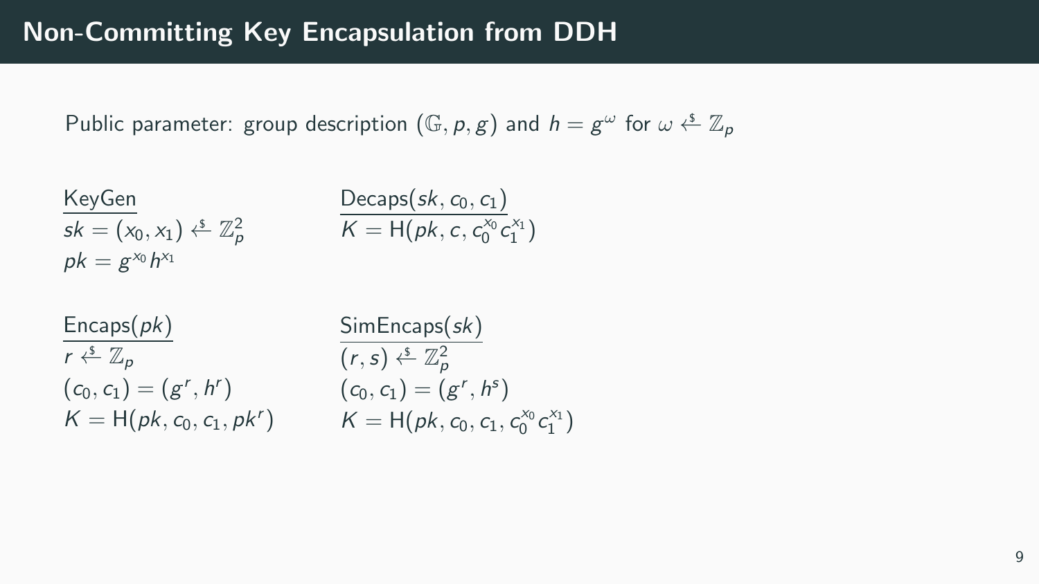# Non-Committing Key Encapsulation from DDH

Public parameter: group description $(\mathbb{G}, p, g)$ and $h = g^{\omega}$ for $\omega \xleftarrow{\$} \mathbb{Z}_p$

**KeyGen**

$sk = (x_0, x_1) \xleftarrow{\$} \mathbb{Z}_p^2$

$pk = g^{x_0} h^{x_1}$

**Decaps$(sk, c_0, c_1)$**

$K = \mathsf{H}(pk, c, c_0^{x_0} c_1^{x_1})$

**Encaps$(pk)$**

$r \xleftarrow{\$} \mathbb{Z}_p$

$(c_0, c_1) = (g^r, h^r)$

$K = \mathsf{H}(pk, c_0, c_1, pk^r)$

**SimEncaps$(sk)$**

$(r, s) \xleftarrow{\$} \mathbb{Z}_p^2$

$(c_0, c_1) = (g^r, h^s)$

$K = \mathsf{H}(pk, c_0, c_1, c_0^{x_0} c_1^{x_1})$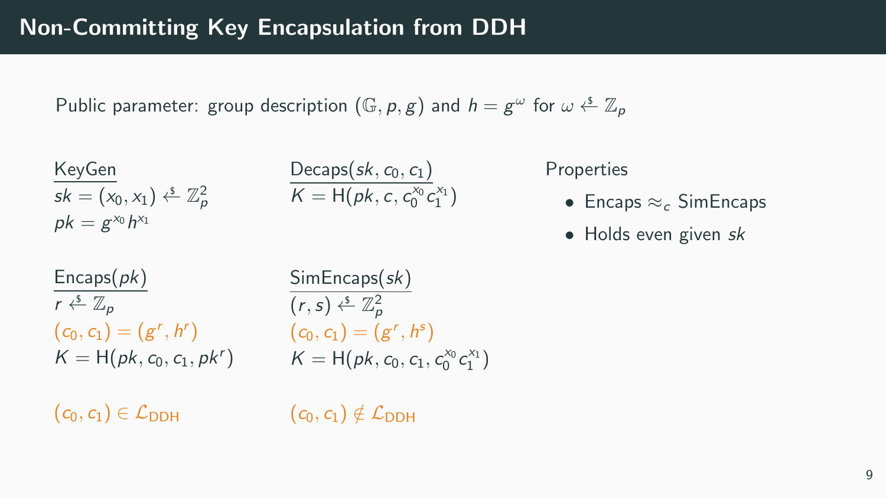# Non-Committing Key Encapsulation from DDH

Public parameter: group description $(\mathbb{G}, p, g)$ and $h = g^{\omega}$ for $\omega \xleftarrow{\$} \mathbb{Z}_p$

<u>KeyGen</u>
$sk = (x_0, x_1) \xleftarrow{\$} \mathbb{Z}_p^2$
$pk = g^{x_0} h^{x_1}$

<u>Decaps$(sk, c_0, c_1)$</u>
$K = \mathsf{H}(pk, c, c_0^{x_0} c_1^{x_1})$

<u>Encaps$(pk)$</u>
$r \xleftarrow{\$} \mathbb{Z}_p$
$(c_0, c_1) = (g^r, h^r)$
$K = \mathsf{H}(pk, c_0, c_1, pk^r)$

$(c_0, c_1) \in \mathcal{L}_{\mathsf{DDH}}$

<u>SimEncaps$(sk)$</u>
$(r, s) \xleftarrow{\$} \mathbb{Z}_p^2$
$(c_0, c_1) = (g^r, h^s)$
$K = \mathsf{H}(pk, c_0, c_1, c_0^{x_0} c_1^{x_1})$

$(c_0, c_1) \notin \mathcal{L}_{\mathsf{DDH}}$

Properties

- Encaps $\approx_c$ SimEncaps
- Holds even given $sk$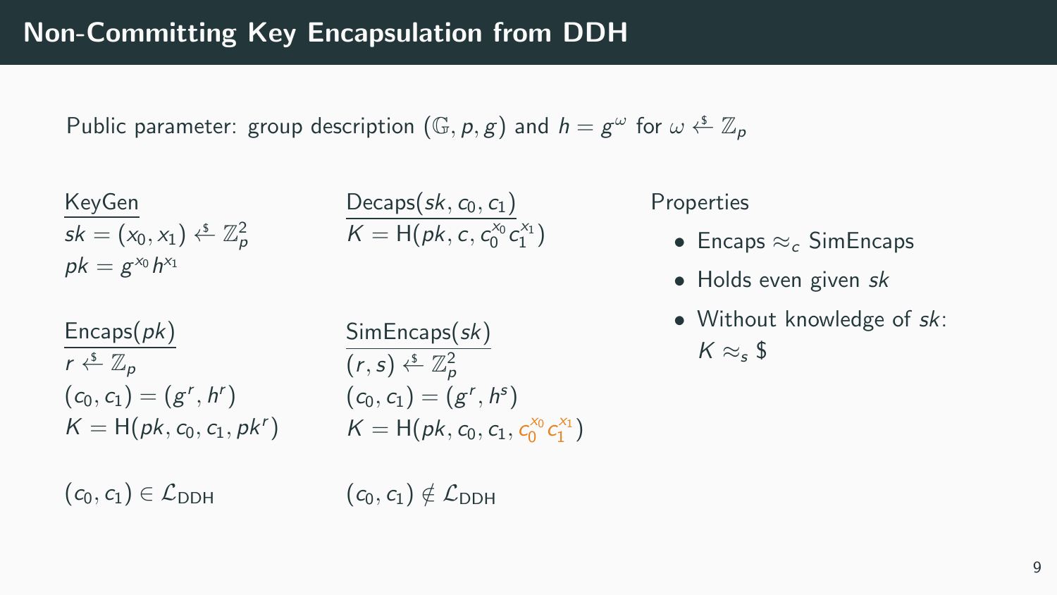# Non-Committing Key Encapsulation from DDH

Public parameter: group description $(\mathbb{G}, p, g)$ and $h = g^\omega$ for $\omega \xleftarrow{\$} \mathbb{Z}_p$

<u>KeyGen</u>

$sk = (x_0, x_1) \xleftarrow{\$} \mathbb{Z}_p^2$

$pk = g^{x_0} h^{x_1}$

<u>Decaps$(sk, c_0, c_1)$</u>

$K = \mathsf{H}(pk, c, c_0^{x_0} c_1^{x_1})$

<u>Encaps$(pk)$</u>

$r \xleftarrow{\$} \mathbb{Z}_p$

$(c_0, c_1) = (g^r, h^r)$

$K = \mathsf{H}(pk, c_0, c_1, pk^r)$

$(c_0, c_1) \in \mathcal{L}_{\mathrm{DDH}}$

<u>SimEncaps$(sk)$</u>

$(r, s) \xleftarrow{\$} \mathbb{Z}_p^2$

$(c_0, c_1) = (g^r, h^s)$

$K = \mathsf{H}(pk, c_0, c_1, c_0^{x_0} c_1^{x_1})$

$(c_0, c_1) \notin \mathcal{L}_{\mathrm{DDH}}$

Properties

- Encaps $\approx_c$ SimEncaps
- Holds even given $sk$
- Without knowledge of $sk$: $K \approx_s \$$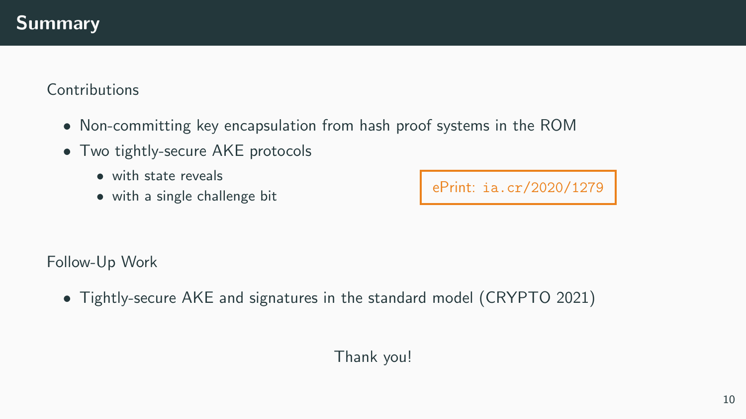# Summary

Contributions

- Non-committing key encapsulation from hash proof systems in the ROM
- Two tightly-secure AKE protocols
  - with state reveals
  - with a single challenge bit

ePrint: `ia.cr/2020/1279`

Follow-Up Work

- Tightly-secure AKE and signatures in the standard model (CRYPTO 2021)

Thank you!